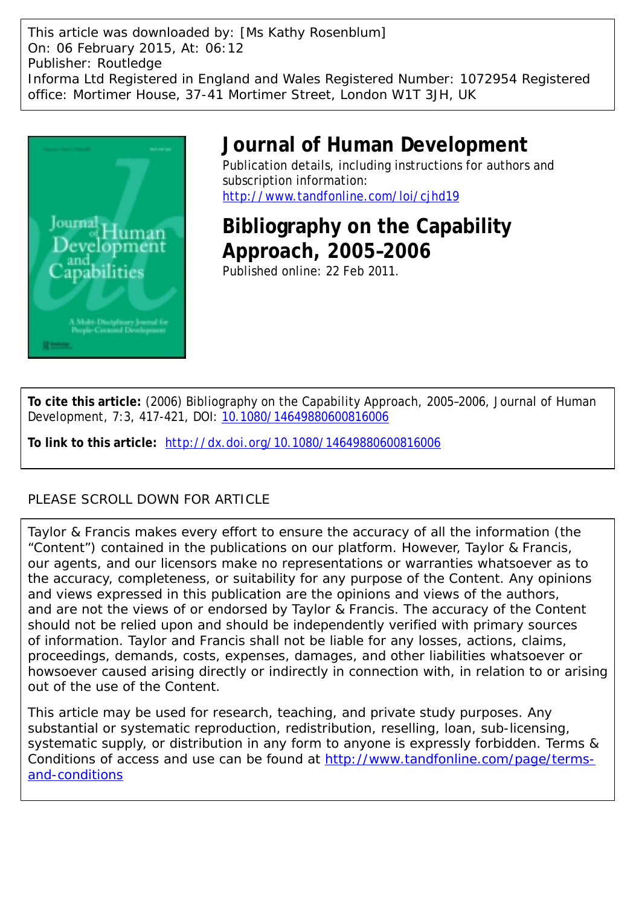This article was downloaded by: [Ms Kathy Rosenblum]
On: 06 February 2015, At: 06:12
Publisher: Routledge
Informa Ltd Registered in England and Wales Registered Number: 1072954 Registered office: Mortimer House, 37-41 Mortimer Street, London W1T 3JH, UK

# Journal of Human Development

Publication details, including instructions for authors and subscription information:
http://www.tandfonline.com/loi/cjhd19

# Bibliography on the Capability Approach, 2005–2006

Published online: 22 Feb 2011.

**To cite this article:** (2006) Bibliography on the Capability Approach, 2005–2006, Journal of Human Development, 7:3, 417-421, DOI: 10.1080/14649880600816006

**To link to this article:** http://dx.doi.org/10.1080/14649880600816006

PLEASE SCROLL DOWN FOR ARTICLE

Taylor & Francis makes every effort to ensure the accuracy of all the information (the "Content") contained in the publications on our platform. However, Taylor & Francis, our agents, and our licensors make no representations or warranties whatsoever as to the accuracy, completeness, or suitability for any purpose of the Content. Any opinions and views expressed in this publication are the opinions and views of the authors, and are not the views of or endorsed by Taylor & Francis. The accuracy of the Content should not be relied upon and should be independently verified with primary sources of information. Taylor and Francis shall not be liable for any losses, actions, claims, proceedings, demands, costs, expenses, damages, and other liabilities whatsoever or howsoever caused arising directly or indirectly in connection with, in relation to or arising out of the use of the Content.

This article may be used for research, teaching, and private study purposes. Any substantial or systematic reproduction, redistribution, reselling, loan, sub-licensing, systematic supply, or distribution in any form to anyone is expressly forbidden. Terms & Conditions of access and use can be found at http://www.tandfonline.com/page/terms-and-conditions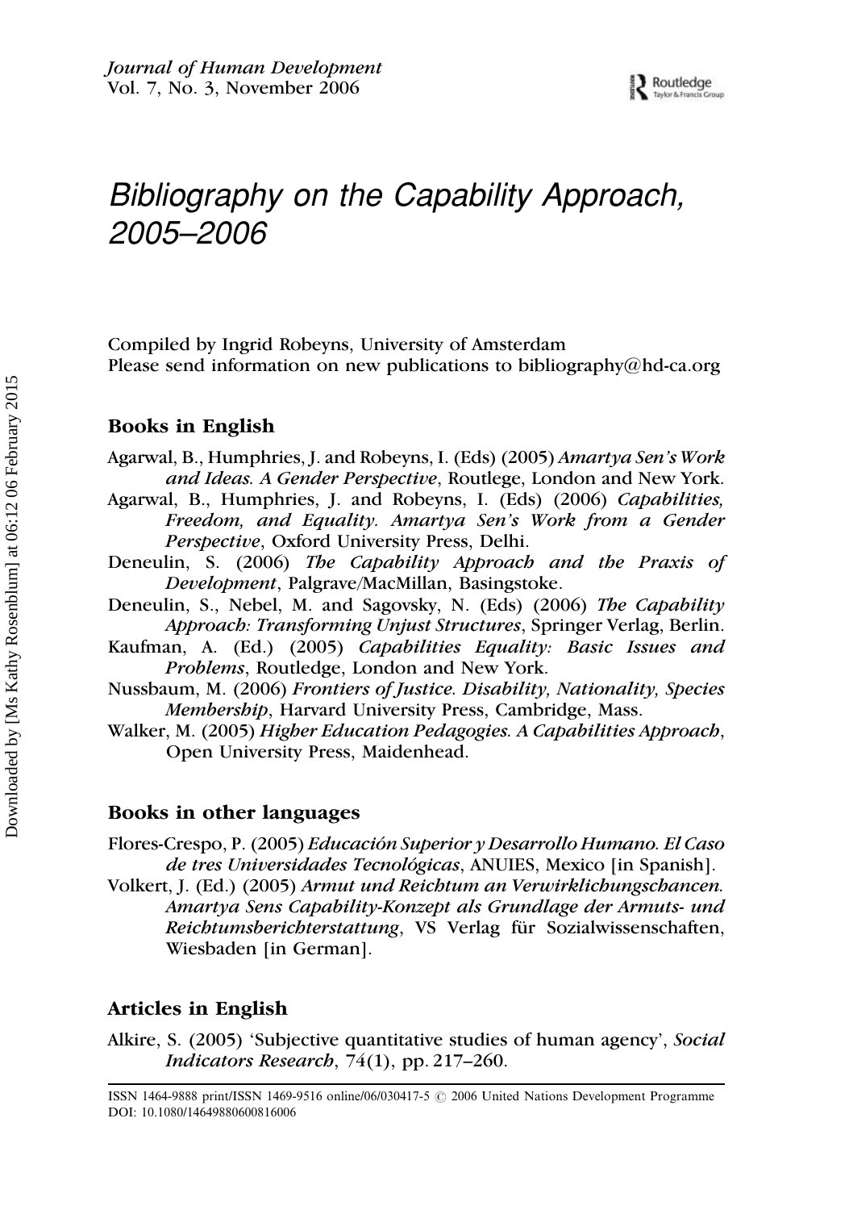# Bibliography on the Capability Approach, 2005–2006

Compiled by Ingrid Robeyns, University of Amsterdam
Please send information on new publications to bibliography@hd-ca.org

## Books in English

Agarwal, B., Humphries, J. and Robeyns, I. (Eds) (2005) *Amartya Sen's Work and Ideas. A Gender Perspective*, Routlege, London and New York.

Agarwal, B., Humphries, J. and Robeyns, I. (Eds) (2006) *Capabilities, Freedom, and Equality. Amartya Sen's Work from a Gender Perspective*, Oxford University Press, Delhi.

Deneulin, S. (2006) *The Capability Approach and the Praxis of Development*, Palgrave/MacMillan, Basingstoke.

Deneulin, S., Nebel, M. and Sagovsky, N. (Eds) (2006) *The Capability Approach: Transforming Unjust Structures*, Springer Verlag, Berlin.

Kaufman, A. (Ed.) (2005) *Capabilities Equality: Basic Issues and Problems*, Routledge, London and New York.

Nussbaum, M. (2006) *Frontiers of Justice. Disability, Nationality, Species Membership*, Harvard University Press, Cambridge, Mass.

Walker, M. (2005) *Higher Education Pedagogies. A Capabilities Approach*, Open University Press, Maidenhead.

## Books in other languages

Flores-Crespo, P. (2005) *Educación Superior y Desarrollo Humano. El Caso de tres Universidades Tecnológicas*, ANUIES, Mexico [in Spanish].

Volkert, J. (Ed.) (2005) *Armut und Reichtum an Verwirklichungschancen. Amartya Sens Capability-Konzept als Grundlage der Armuts- und Reichtumsberichterstattung*, VS Verlag für Sozialwissenschaften, Wiesbaden [in German].

## Articles in English

Alkire, S. (2005) 'Subjective quantitative studies of human agency', *Social Indicators Research*, 74(1), pp. 217–260.

ISSN 1464-9888 print/ISSN 1469-9516 online/06/030417-5 © 2006 United Nations Development Programme
DOI: 10.1080/14649880600816006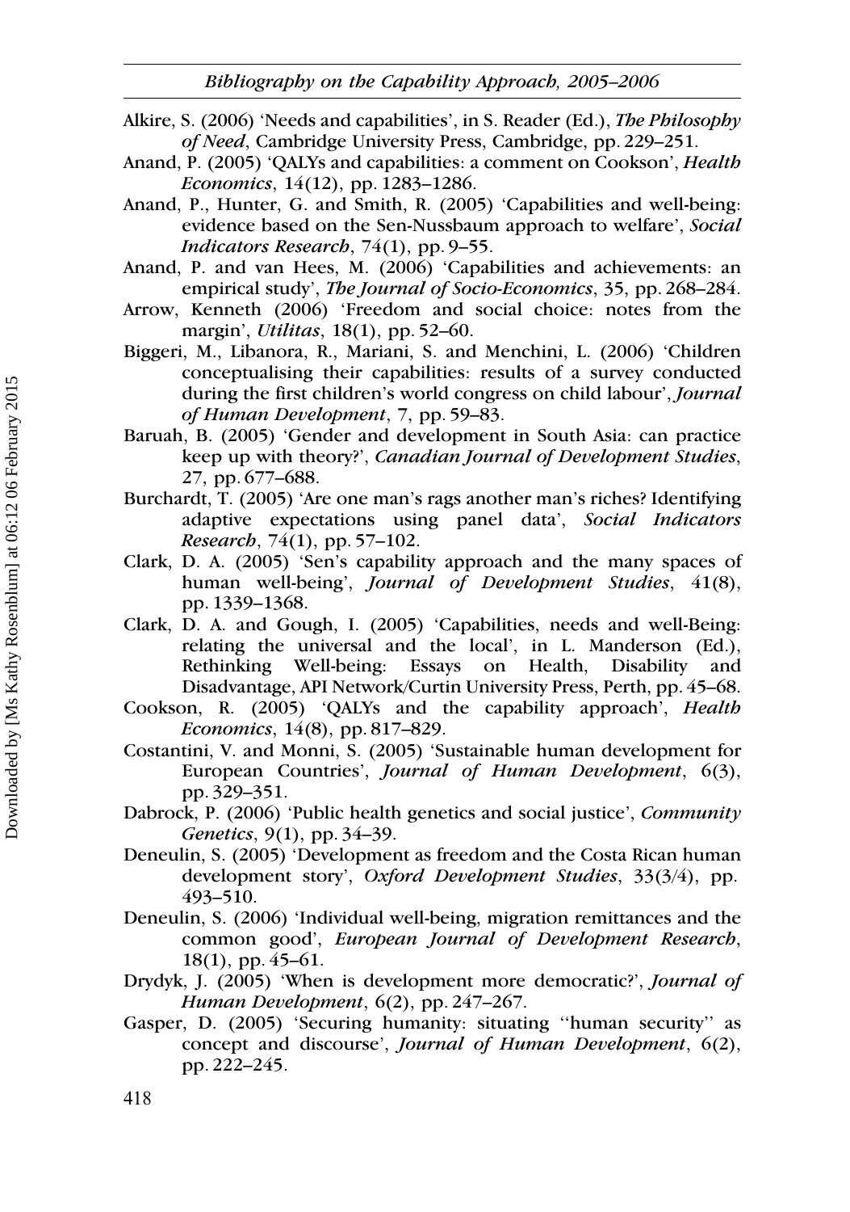Alkire, S. (2006) 'Needs and capabilities', in S. Reader (Ed.), *The Philosophy of Need*, Cambridge University Press, Cambridge, pp. 229–251.

Anand, P. (2005) 'QALYs and capabilities: a comment on Cookson', *Health Economics*, 14(12), pp. 1283–1286.

Anand, P., Hunter, G. and Smith, R. (2005) 'Capabilities and well-being: evidence based on the Sen-Nussbaum approach to welfare', *Social Indicators Research*, 74(1), pp. 9–55.

Anand, P. and van Hees, M. (2006) 'Capabilities and achievements: an empirical study', *The Journal of Socio-Economics*, 35, pp. 268–284.

Arrow, Kenneth (2006) 'Freedom and social choice: notes from the margin', *Utilitas*, 18(1), pp. 52–60.

Biggeri, M., Libanora, R., Mariani, S. and Menchini, L. (2006) 'Children conceptualising their capabilities: results of a survey conducted during the first children's world congress on child labour', *Journal of Human Development*, 7, pp. 59–83.

Baruah, B. (2005) 'Gender and development in South Asia: can practice keep up with theory?', *Canadian Journal of Development Studies*, 27, pp. 677–688.

Burchardt, T. (2005) 'Are one man's rags another man's riches? Identifying adaptive expectations using panel data', *Social Indicators Research*, 74(1), pp. 57–102.

Clark, D. A. (2005) 'Sen's capability approach and the many spaces of human well-being', *Journal of Development Studies*, 41(8), pp. 1339–1368.

Clark, D. A. and Gough, I. (2005) 'Capabilities, needs and well-Being: relating the universal and the local', in L. Manderson (Ed.), Rethinking Well-being: Essays on Health, Disability and Disadvantage, API Network/Curtin University Press, Perth, pp. 45–68.

Cookson, R. (2005) 'QALYs and the capability approach', *Health Economics*, 14(8), pp. 817–829.

Costantini, V. and Monni, S. (2005) 'Sustainable human development for European Countries', *Journal of Human Development*, 6(3), pp. 329–351.

Dabrock, P. (2006) 'Public health genetics and social justice', *Community Genetics*, 9(1), pp. 34–39.

Deneulin, S. (2005) 'Development as freedom and the Costa Rican human development story', *Oxford Development Studies*, 33(3/4), pp. 493–510.

Deneulin, S. (2006) 'Individual well-being, migration remittances and the common good', *European Journal of Development Research*, 18(1), pp. 45–61.

Drydyk, J. (2005) 'When is development more democratic?', *Journal of Human Development*, 6(2), pp. 247–267.

Gasper, D. (2005) 'Securing humanity: situating "human security" as concept and discourse', *Journal of Human Development*, 6(2), pp. 222–245.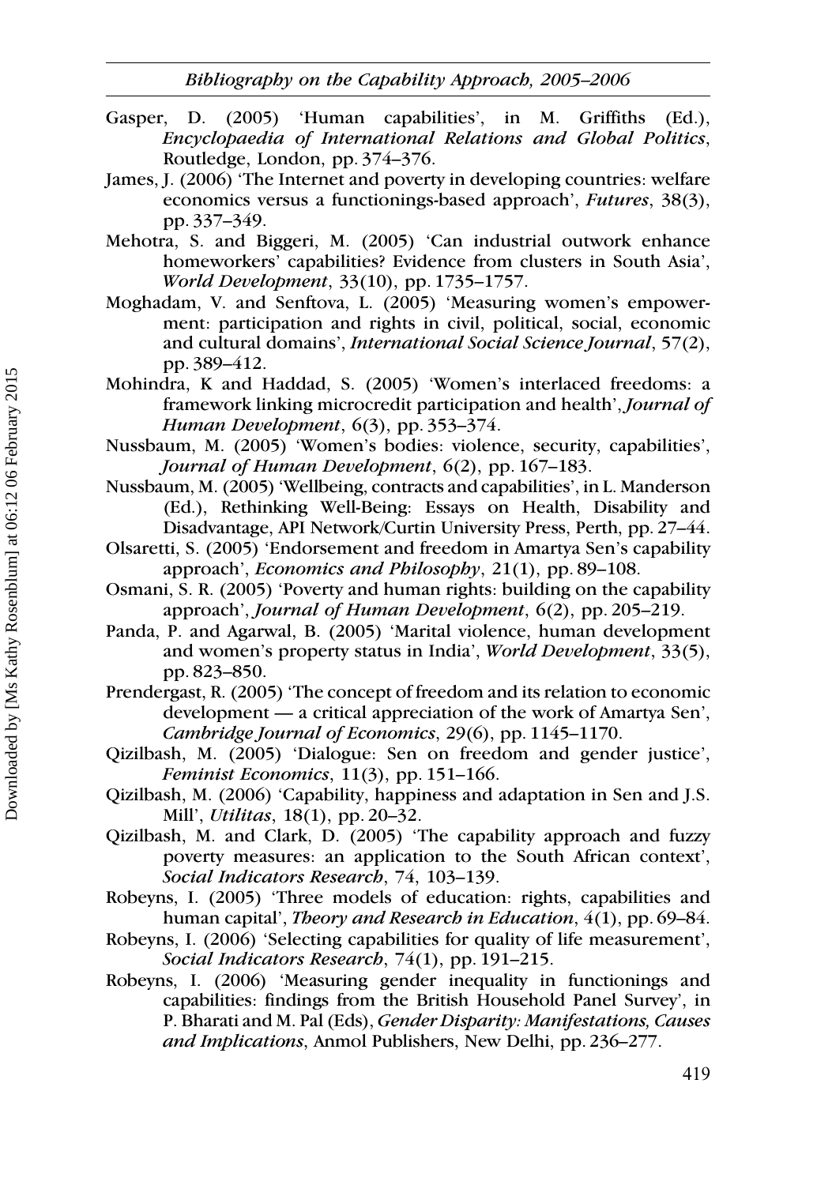Gasper, D. (2005) 'Human capabilities', in M. Griffiths (Ed.), *Encyclopaedia of International Relations and Global Politics*, Routledge, London, pp. 374–376.

James, J. (2006) 'The Internet and poverty in developing countries: welfare economics versus a functionings-based approach', *Futures*, 38(3), pp. 337–349.

Mehotra, S. and Biggeri, M. (2005) 'Can industrial outwork enhance homeworkers' capabilities? Evidence from clusters in South Asia', *World Development*, 33(10), pp. 1735–1757.

Moghadam, V. and Senftova, L. (2005) 'Measuring women's empowerment: participation and rights in civil, political, social, economic and cultural domains', *International Social Science Journal*, 57(2), pp. 389–412.

Mohindra, K and Haddad, S. (2005) 'Women's interlaced freedoms: a framework linking microcredit participation and health', *Journal of Human Development*, 6(3), pp. 353–374.

Nussbaum, M. (2005) 'Women's bodies: violence, security, capabilities', *Journal of Human Development*, 6(2), pp. 167–183.

Nussbaum, M. (2005) 'Wellbeing, contracts and capabilities', in L. Manderson (Ed.), Rethinking Well-Being: Essays on Health, Disability and Disadvantage, API Network/Curtin University Press, Perth, pp. 27–44.

Olsaretti, S. (2005) 'Endorsement and freedom in Amartya Sen's capability approach', *Economics and Philosophy*, 21(1), pp. 89–108.

Osmani, S. R. (2005) 'Poverty and human rights: building on the capability approach', *Journal of Human Development*, 6(2), pp. 205–219.

Panda, P. and Agarwal, B. (2005) 'Marital violence, human development and women's property status in India', *World Development*, 33(5), pp. 823–850.

Prendergast, R. (2005) 'The concept of freedom and its relation to economic development — a critical appreciation of the work of Amartya Sen', *Cambridge Journal of Economics*, 29(6), pp. 1145–1170.

Qizilbash, M. (2005) 'Dialogue: Sen on freedom and gender justice', *Feminist Economics*, 11(3), pp. 151–166.

Qizilbash, M. (2006) 'Capability, happiness and adaptation in Sen and J.S. Mill', *Utilitas*, 18(1), pp. 20–32.

Qizilbash, M. and Clark, D. (2005) 'The capability approach and fuzzy poverty measures: an application to the South African context', *Social Indicators Research*, 74, 103–139.

Robeyns, I. (2005) 'Three models of education: rights, capabilities and human capital', *Theory and Research in Education*, 4(1), pp. 69–84.

Robeyns, I. (2006) 'Selecting capabilities for quality of life measurement', *Social Indicators Research*, 74(1), pp. 191–215.

Robeyns, I. (2006) 'Measuring gender inequality in functionings and capabilities: findings from the British Household Panel Survey', in P. Bharati and M. Pal (Eds), *Gender Disparity: Manifestations, Causes and Implications*, Anmol Publishers, New Delhi, pp. 236–277.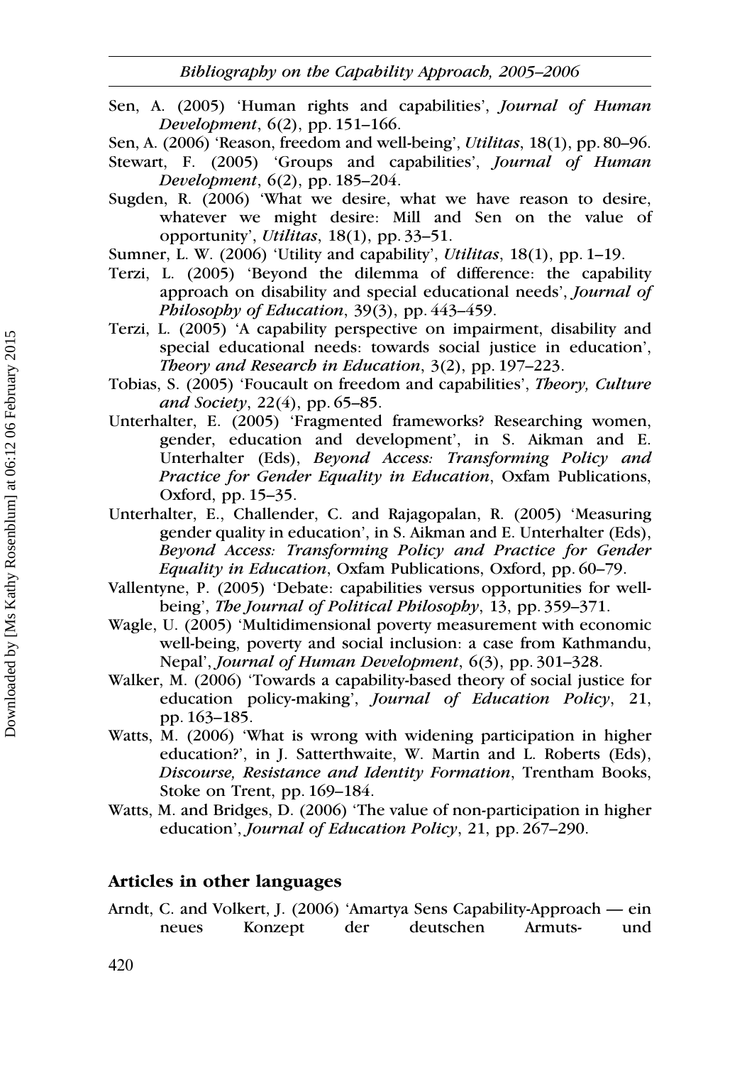Sen, A. (2005) 'Human rights and capabilities', *Journal of Human Development*, 6(2), pp. 151–166.

Sen, A. (2006) 'Reason, freedom and well-being', *Utilitas*, 18(1), pp. 80–96.

Stewart, F. (2005) 'Groups and capabilities', *Journal of Human Development*, 6(2), pp. 185–204.

Sugden, R. (2006) 'What we desire, what we have reason to desire, whatever we might desire: Mill and Sen on the value of opportunity', *Utilitas*, 18(1), pp. 33–51.

Sumner, L. W. (2006) 'Utility and capability', *Utilitas*, 18(1), pp. 1–19.

Terzi, L. (2005) 'Beyond the dilemma of difference: the capability approach on disability and special educational needs', *Journal of Philosophy of Education*, 39(3), pp. 443–459.

Terzi, L. (2005) 'A capability perspective on impairment, disability and special educational needs: towards social justice in education', *Theory and Research in Education*, 3(2), pp. 197–223.

Tobias, S. (2005) 'Foucault on freedom and capabilities', *Theory, Culture and Society*, 22(4), pp. 65–85.

Unterhalter, E. (2005) 'Fragmented frameworks? Researching women, gender, education and development', in S. Aikman and E. Unterhalter (Eds), *Beyond Access: Transforming Policy and Practice for Gender Equality in Education*, Oxfam Publications, Oxford, pp. 15–35.

Unterhalter, E., Challender, C. and Rajagopalan, R. (2005) 'Measuring gender quality in education', in S. Aikman and E. Unterhalter (Eds), *Beyond Access: Transforming Policy and Practice for Gender Equality in Education*, Oxfam Publications, Oxford, pp. 60–79.

Vallentyne, P. (2005) 'Debate: capabilities versus opportunities for well-being', *The Journal of Political Philosophy*, 13, pp. 359–371.

Wagle, U. (2005) 'Multidimensional poverty measurement with economic well-being, poverty and social inclusion: a case from Kathmandu, Nepal', *Journal of Human Development*, 6(3), pp. 301–328.

Walker, M. (2006) 'Towards a capability-based theory of social justice for education policy-making', *Journal of Education Policy*, 21, pp. 163–185.

Watts, M. (2006) 'What is wrong with widening participation in higher education?', in J. Satterthwaite, W. Martin and L. Roberts (Eds), *Discourse, Resistance and Identity Formation*, Trentham Books, Stoke on Trent, pp. 169–184.

Watts, M. and Bridges, D. (2006) 'The value of non-participation in higher education', *Journal of Education Policy*, 21, pp. 267–290.

### Articles in other languages

Arndt, C. and Volkert, J. (2006) 'Amartya Sens Capability-Approach — ein neues Konzept der deutschen Armuts- und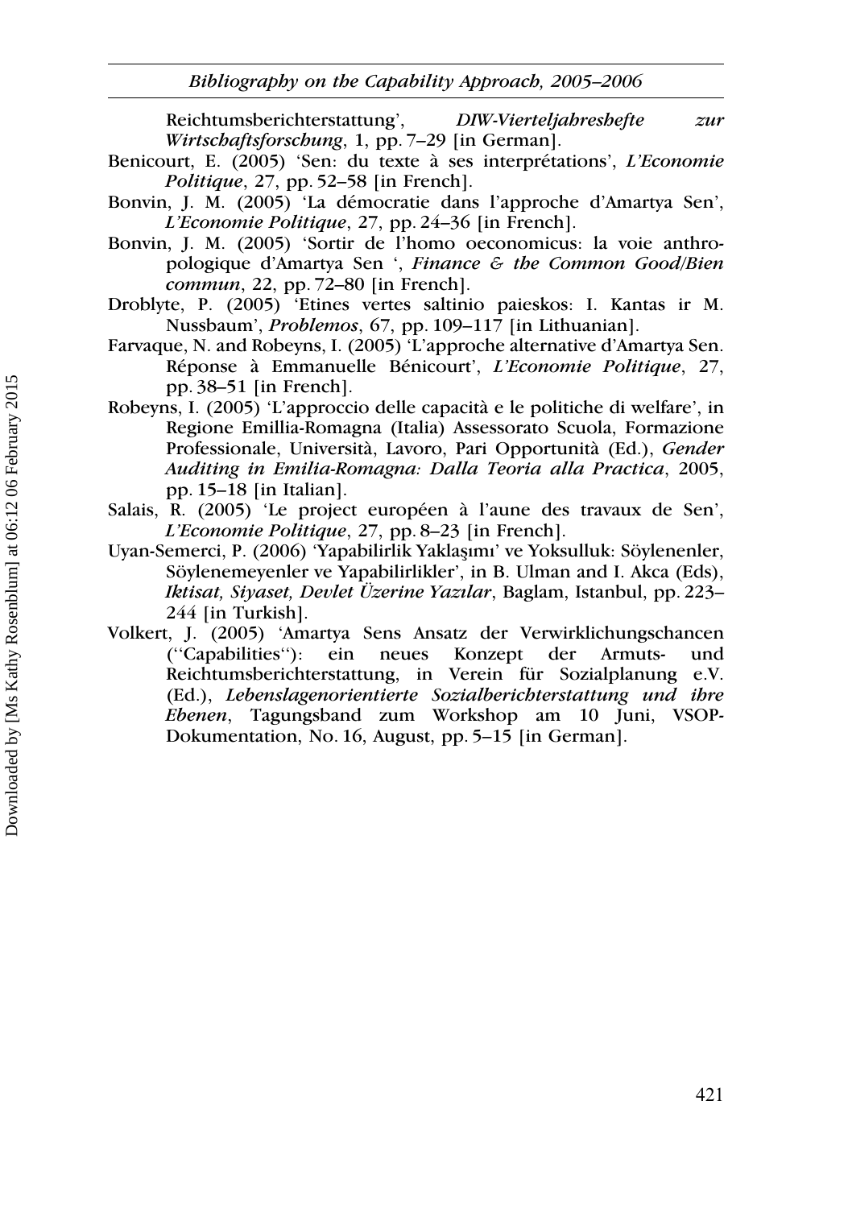Reichtumsberichterstattung', *DIW-Vierteljahreshefte zur Wirtschaftsforschung*, 1, pp. 7–29 [in German].

Benicourt, E. (2005) 'Sen: du texte à ses interprétations', *L'Economie Politique*, 27, pp. 52–58 [in French].

Bonvin, J. M. (2005) 'La démocratie dans l'approche d'Amartya Sen', *L'Economie Politique*, 27, pp. 24–36 [in French].

Bonvin, J. M. (2005) 'Sortir de l'homo oeconomicus: la voie anthropologique d'Amartya Sen ', *Finance & the Common Good/Bien commun*, 22, pp. 72–80 [in French].

Droblyte, P. (2005) 'Etines vertes saltinio paieskos: I. Kantas ir M. Nussbaum', *Problemos*, 67, pp. 109–117 [in Lithuanian].

Farvaque, N. and Robeyns, I. (2005) 'L'approche alternative d'Amartya Sen. Réponse à Emmanuelle Bénicourt', *L'Economie Politique*, 27, pp. 38–51 [in French].

Robeyns, I. (2005) 'L'approccio delle capacità e le politiche di welfare', in Regione Emillia-Romagna (Italia) Assessorato Scuola, Formazione Professionale, Università, Lavoro, Pari Opportunità (Ed.), *Gender Auditing in Emilia-Romagna: Dalla Teoria alla Practica*, 2005, pp. 15–18 [in Italian].

Salais, R. (2005) 'Le project européen à l'aune des travaux de Sen', *L'Economie Politique*, 27, pp. 8–23 [in French].

Uyan-Semerci, P. (2006) 'Yapabilirlik Yaklaşımı' ve Yoksulluk: Söylenenler, Söylenemeyenler ve Yapabilirlikler', in B. Ulman and I. Akca (Eds), *Iktisat, Siyaset, Devlet Üzerine Yazılar*, Baglam, Istanbul, pp. 223–244 [in Turkish].

Volkert, J. (2005) 'Amartya Sens Ansatz der Verwirklichungschancen (''Capabilities''): ein neues Konzept der Armuts- und Reichtumsberichterstattung, in Verein für Sozialplanung e.V. (Ed.), *Lebenslagenorientierte Sozialberichterstattung und ihre Ebenen*, Tagungsband zum Workshop am 10 Juni, VSOP-Dokumentation, No. 16, August, pp. 5–15 [in German].